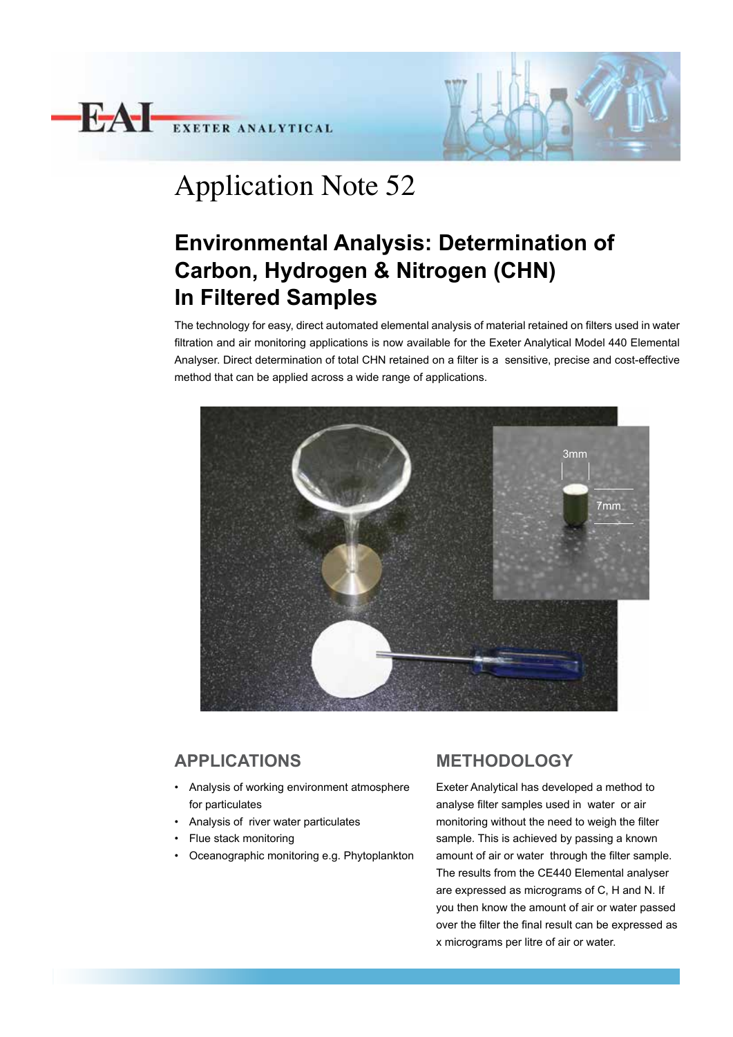# Application Note 52

## Environmental Analysis: Determination of Carbon, Hydrogen & Nitrogen (CHN) In Filtered Samples

The technology for easy, direct automated elemental analysis of material retained on filters used in water filtration and air monitoring applications is now available for the Exeter Analytical Model 440 Elemental Analyser. Direct determination of total CHN retained on a filter is a sensitive, precise and cost-effective method that can be applied across a wide range of applications.

## APPLICATIONS

- Analysis of working environment atmosphere for particulates
- Analysis of river water particulates
- Flue stack monitoring
- Oceanographic monitoring e.g. Phytoplankton

## METHODOLOGY

Exeter Analytical has developed a method to analyse filter samples used in water or air monitoring without the need to weigh the filter sample. This is achieved by passing a known amount of air or water through the filter sample. The results from the CE440 Elemental analyser are expressed as micrograms of C, H and N. If you then know the amount of air or water passed over the filter the final result can be expressed as x micrograms per litre of air or water.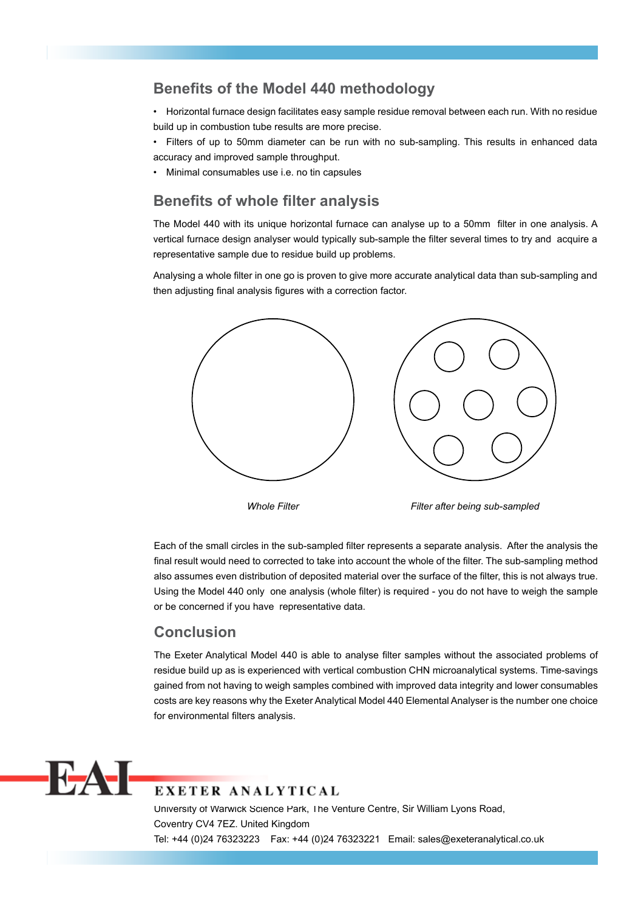## Benefits of the Model 440 methodology

- Horizontal furnace design facilitates easy sample residue removal between each run. With no residue build up in combustion tube results are more precise.
- Filters of up to 50mm diameter can be run with no sub-sampling. This results in enhanced data accuracy and improved sample throughput.
- Minimal consumables use i.e. no tin capsules

## Benefits of whole filter analysis

The Model 440 with its unique horizontal furnace can analyse up to a 50mm filter in one analysis. A vertical furnace design analyser would typically sub-sample the filter several times to try and acquire a representative sample due to residue build up problems.

Analysing a whole filter in one go is proven to give more accurate analytical data than sub-sampling and then adjusting final analysis figures with a correction factor.

*Whole Filter*

*Filter after being sub-sampled*

Each of the small circles in the sub-sampled filter represents a separate analysis. After the analysis the final result would need to corrected to take into account the whole of the filter. The sub-sampling method also assumes even distribution of deposited material over the surface of the filter, this is not always true. Using the Model 440 only one analysis (whole filter) is required - you do not have to weigh the sample or be concerned if you have representative data.

## Conclusion

The Exeter Analytical Model 440 is able to analyse filter samples without the associated problems of residue build up as is experienced with vertical combustion CHN microanalytical systems. Time-savings gained from not having to weigh samples combined with improved data integrity and lower consumables costs are key reasons why the Exeter Analytical Model 440 Elemental Analyser is the number one choice for environmental filters analysis.

EAI

EXETER ANALYTICAL

University of Warwick Science Park, The Venture Centre, Sir William Lyons Road,
Coventry CV4 7EZ. United Kingdom
Tel: +44 (0)24 76323223 Fax: +44 (0)24 76323221 Email: sales@exeteranalytical.co.uk